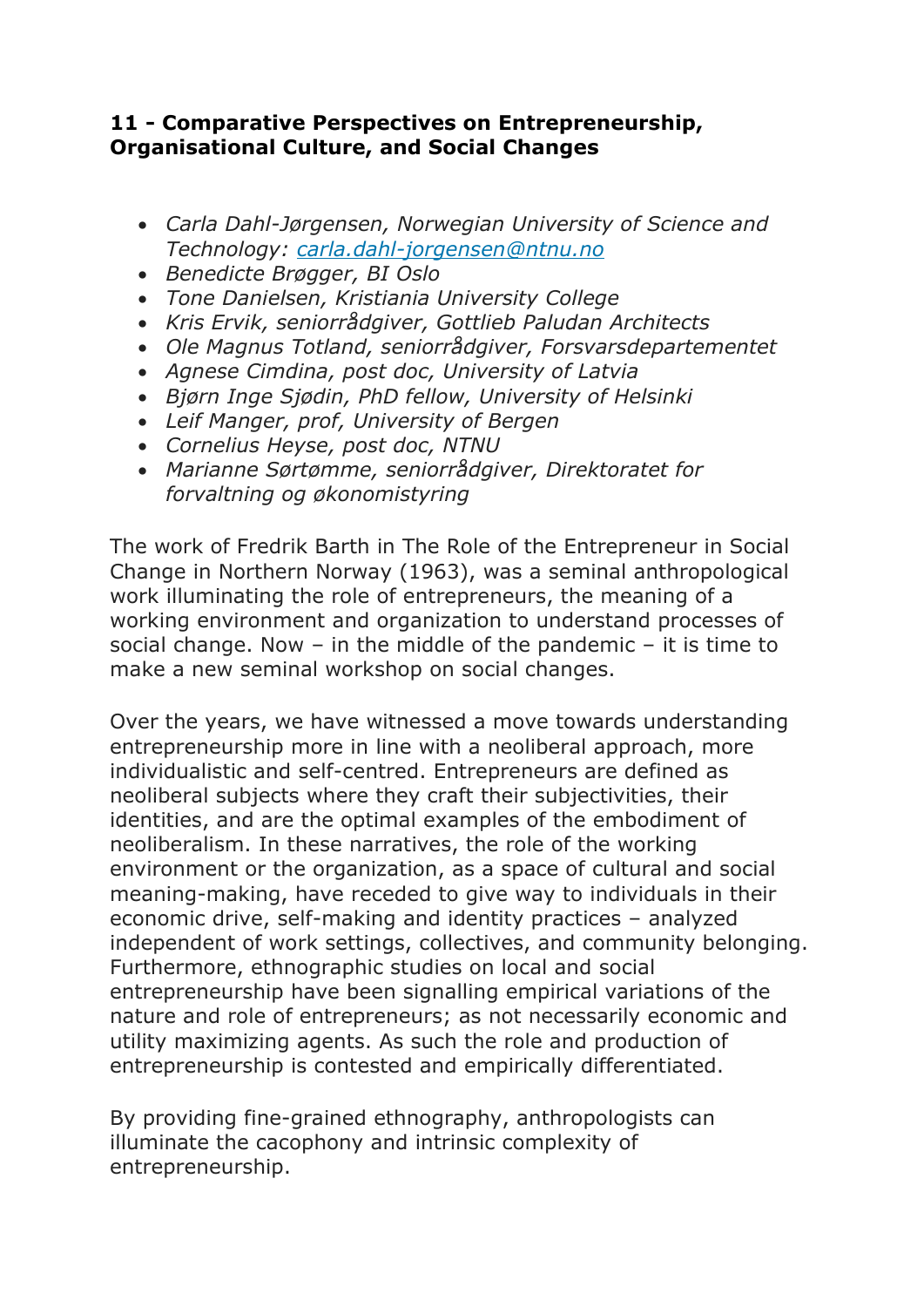**11 - Comparative Perspectives on Entrepreneurship, Organisational Culture, and Social Changes**

- *Carla Dahl-Jørgensen, Norwegian University of Science and Technology: [carla.dahl-jorgensen@ntnu.no](mailto:carla.dahl-jorgensen@ntnu.no)*
- *Benedicte Brøgger, BI Oslo*
- *Tone Danielsen, Kristiania University College*
- *Kris Ervik, seniorrådgiver, Gottlieb Paludan Architects*
- *Ole Magnus Totland, seniorrådgiver, Forsvarsdepartementet*
- *Agnese Cimdina, post doc, University of Latvia*
- *Bjørn Inge Sjødin, PhD fellow, University of Helsinki*
- *Leif Manger, prof, University of Bergen*
- *Cornelius Heyse, post doc, NTNU*
- *Marianne Sørtømme, seniorrådgiver, Direktoratet for forvaltning og økonomistyring*

The work of Fredrik Barth in The Role of the Entrepreneur in Social Change in Northern Norway (1963), was a seminal anthropological work illuminating the role of entrepreneurs, the meaning of a working environment and organization to understand processes of social change. Now – in the middle of the pandemic – it is time to make a new seminal workshop on social changes.

Over the years, we have witnessed a move towards understanding entrepreneurship more in line with a neoliberal approach, more individualistic and self-centred. Entrepreneurs are defined as neoliberal subjects where they craft their subjectivities, their identities, and are the optimal examples of the embodiment of neoliberalism. In these narratives, the role of the working environment or the organization, as a space of cultural and social meaning-making, have receded to give way to individuals in their economic drive, self-making and identity practices – analyzed independent of work settings, collectives, and community belonging. Furthermore, ethnographic studies on local and social entrepreneurship have been signalling empirical variations of the nature and role of entrepreneurs; as not necessarily economic and utility maximizing agents. As such the role and production of entrepreneurship is contested and empirically differentiated.

By providing fine-grained ethnography, anthropologists can illuminate the cacophony and intrinsic complexity of entrepreneurship.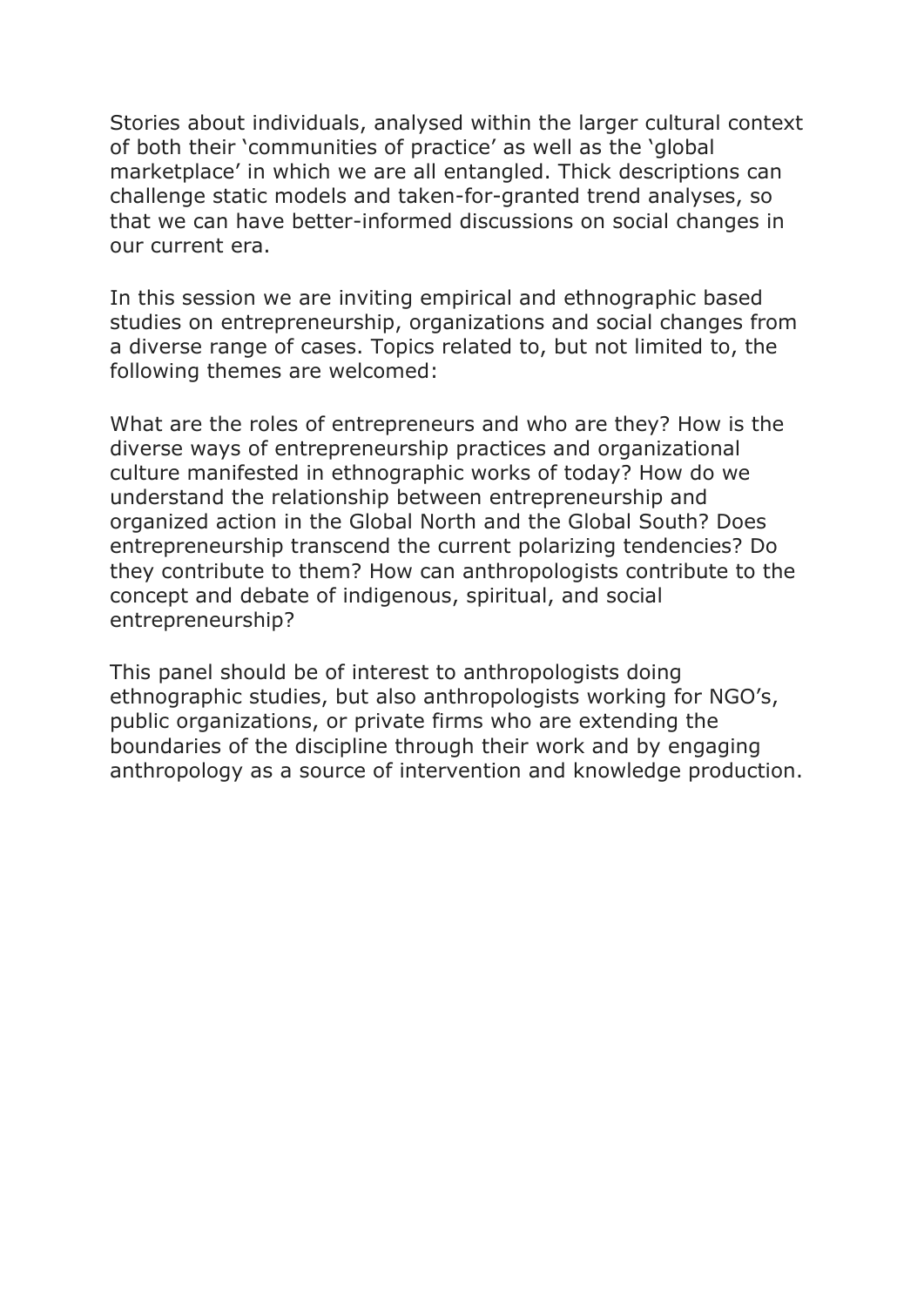Stories about individuals, analysed within the larger cultural context of both their 'communities of practice' as well as the 'global marketplace' in which we are all entangled. Thick descriptions can challenge static models and taken-for-granted trend analyses, so that we can have better-informed discussions on social changes in our current era.

In this session we are inviting empirical and ethnographic based studies on entrepreneurship, organizations and social changes from a diverse range of cases. Topics related to, but not limited to, the following themes are welcomed:

What are the roles of entrepreneurs and who are they? How is the diverse ways of entrepreneurship practices and organizational culture manifested in ethnographic works of today? How do we understand the relationship between entrepreneurship and organized action in the Global North and the Global South? Does entrepreneurship transcend the current polarizing tendencies? Do they contribute to them? How can anthropologists contribute to the concept and debate of indigenous, spiritual, and social entrepreneurship?

This panel should be of interest to anthropologists doing ethnographic studies, but also anthropologists working for NGO's, public organizations, or private firms who are extending the boundaries of the discipline through their work and by engaging anthropology as a source of intervention and knowledge production.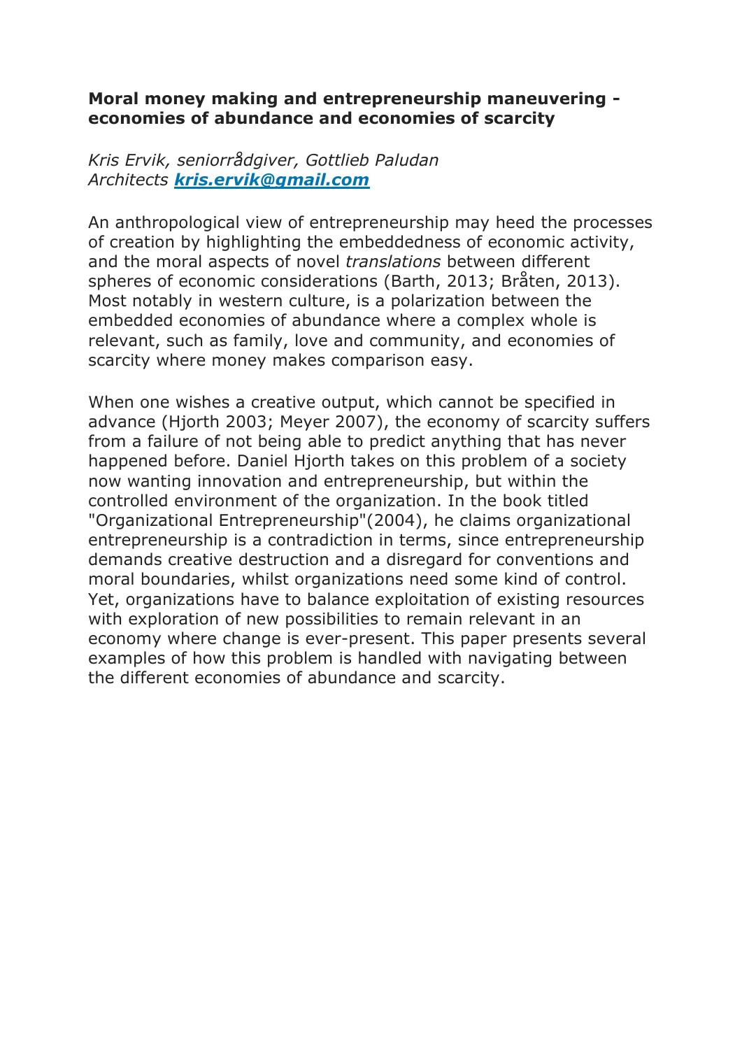**Moral money making and entrepreneurship maneuvering - economies of abundance and economies of scarcity**

*Kris Ervik, seniorrådgiver, Gottlieb Paludan Architects* ***kris.ervik@gmail.com***

An anthropological view of entrepreneurship may heed the processes of creation by highlighting the embeddedness of economic activity, and the moral aspects of novel *translations* between different spheres of economic considerations (Barth, 2013; Bråten, 2013). Most notably in western culture, is a polarization between the embedded economies of abundance where a complex whole is relevant, such as family, love and community, and economies of scarcity where money makes comparison easy.

When one wishes a creative output, which cannot be specified in advance (Hjorth 2003; Meyer 2007), the economy of scarcity suffers from a failure of not being able to predict anything that has never happened before. Daniel Hjorth takes on this problem of a society now wanting innovation and entrepreneurship, but within the controlled environment of the organization. In the book titled "Organizational Entrepreneurship"(2004), he claims organizational entrepreneurship is a contradiction in terms, since entrepreneurship demands creative destruction and a disregard for conventions and moral boundaries, whilst organizations need some kind of control. Yet, organizations have to balance exploitation of existing resources with exploration of new possibilities to remain relevant in an economy where change is ever-present. This paper presents several examples of how this problem is handled with navigating between the different economies of abundance and scarcity.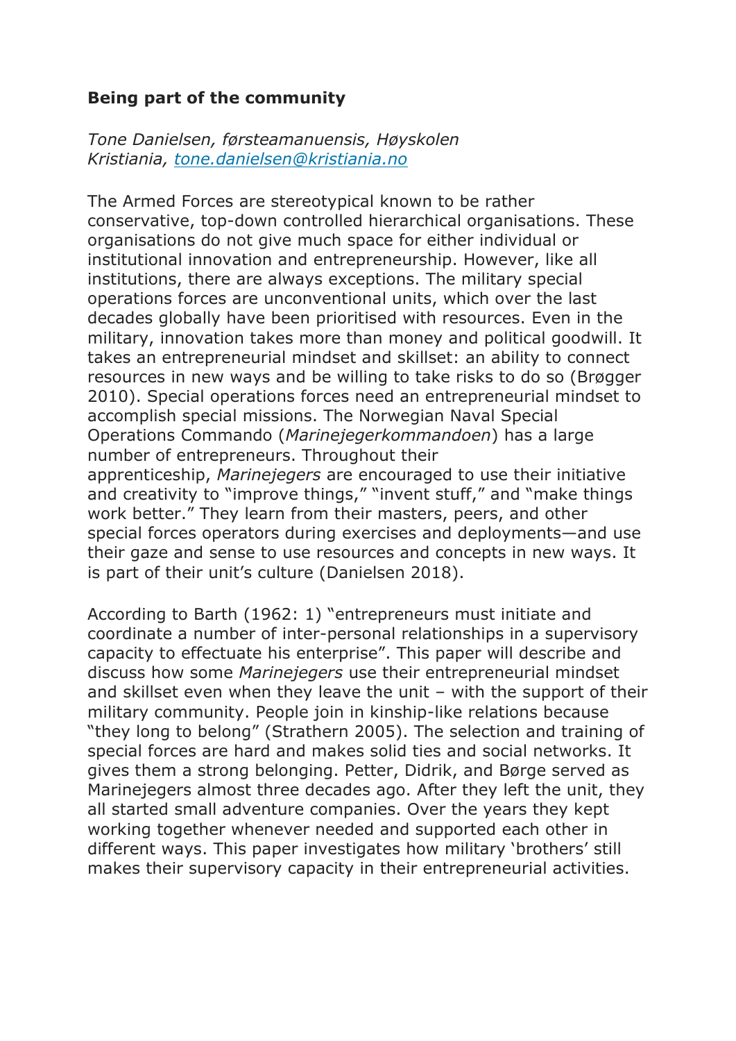**Being part of the community**

*Tone Danielsen, førsteamanuensis, Høyskolen Kristiania, [tone.danielsen@kristiania.no](mailto:tone.danielsen@kristiania.no)*

The Armed Forces are stereotypical known to be rather conservative, top-down controlled hierarchical organisations. These organisations do not give much space for either individual or institutional innovation and entrepreneurship. However, like all institutions, there are always exceptions. The military special operations forces are unconventional units, which over the last decades globally have been prioritised with resources. Even in the military, innovation takes more than money and political goodwill. It takes an entrepreneurial mindset and skillset: an ability to connect resources in new ways and be willing to take risks to do so (Brøgger 2010). Special operations forces need an entrepreneurial mindset to accomplish special missions. The Norwegian Naval Special Operations Commando (*Marinejegerkommandoen*) has a large number of entrepreneurs. Throughout their apprenticeship, *Marinejegers* are encouraged to use their initiative and creativity to "improve things," "invent stuff," and "make things work better." They learn from their masters, peers, and other special forces operators during exercises and deployments—and use their gaze and sense to use resources and concepts in new ways. It is part of their unit's culture (Danielsen 2018).

According to Barth (1962: 1) "entrepreneurs must initiate and coordinate a number of inter-personal relationships in a supervisory capacity to effectuate his enterprise". This paper will describe and discuss how some *Marinejegers* use their entrepreneurial mindset and skillset even when they leave the unit – with the support of their military community. People join in kinship-like relations because "they long to belong" (Strathern 2005). The selection and training of special forces are hard and makes solid ties and social networks. It gives them a strong belonging. Petter, Didrik, and Børge served as Marinejegers almost three decades ago. After they left the unit, they all started small adventure companies. Over the years they kept working together whenever needed and supported each other in different ways. This paper investigates how military 'brothers' still makes their supervisory capacity in their entrepreneurial activities.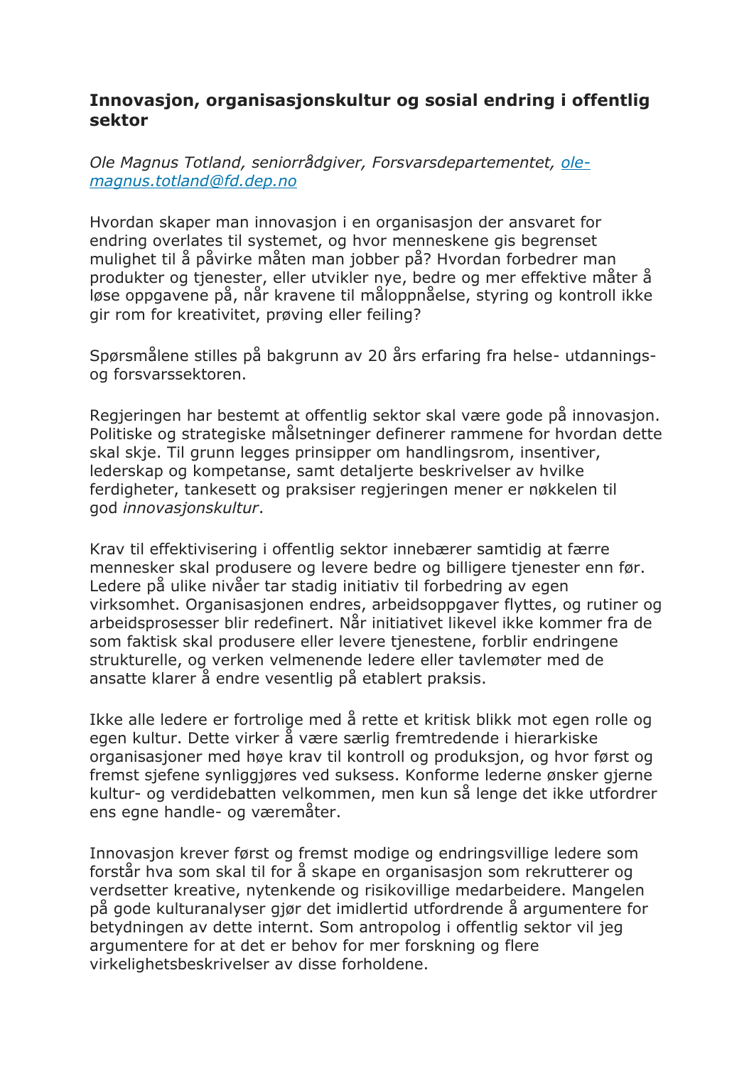**Innovasjon, organisasjonskultur og sosial endring i offentlig sektor**

*Ole Magnus Totland, seniorrådgiver, Forsvarsdepartementet, [ole-magnus.totland@fd.dep.no](mailto:ole-magnus.totland@fd.dep.no)*

Hvordan skaper man innovasjon i en organisasjon der ansvaret for endring overlates til systemet, og hvor menneskene gis begrenset mulighet til å påvirke måten man jobber på? Hvordan forbedrer man produkter og tjenester, eller utvikler nye, bedre og mer effektive måter å løse oppgavene på, når kravene til måloppnåelse, styring og kontroll ikke gir rom for kreativitet, prøving eller feiling?

Spørsmålene stilles på bakgrunn av 20 års erfaring fra helse- utdannings- og forsvarssektoren.

Regjeringen har bestemt at offentlig sektor skal være gode på innovasjon. Politiske og strategiske målsetninger definerer rammene for hvordan dette skal skje. Til grunn legges prinsipper om handlingsrom, insentiver, lederskap og kompetanse, samt detaljerte beskrivelser av hvilke ferdigheter, tankesett og praksiser regjeringen mener er nøkkelen til god *innovasjonskultur*.

Krav til effektivisering i offentlig sektor innebærer samtidig at færre mennesker skal produsere og levere bedre og billigere tjenester enn før. Ledere på ulike nivåer tar stadig initiativ til forbedring av egen virksomhet. Organisasjonen endres, arbeidsoppgaver flyttes, og rutiner og arbeidsprosesser blir redefinert. Når initiativet likevel ikke kommer fra de som faktisk skal produsere eller levere tjenestene, forblir endringene strukturelle, og verken velmenende ledere eller tavlemøter med de ansatte klarer å endre vesentlig på etablert praksis.

Ikke alle ledere er fortrolige med å rette et kritisk blikk mot egen rolle og egen kultur. Dette virker å være særlig fremtredende i hierarkiske organisasjoner med høye krav til kontroll og produksjon, og hvor først og fremst sjefene synliggjøres ved suksess. Konforme lederne ønsker gjerne kultur- og verdidebatten velkommen, men kun så lenge det ikke utfordrer ens egne handle- og væremåter.

Innovasjon krever først og fremst modige og endringsvillige ledere som forstår hva som skal til for å skape en organisasjon som rekrutterer og verdsetter kreative, nytenkende og risikovillige medarbeidere. Mangelen på gode kulturanalyser gjør det imidlertid utfordrende å argumentere for betydningen av dette internt. Som antropolog i offentlig sektor vil jeg argumentere for at det er behov for mer forskning og flere virkelighetsbeskrivelser av disse forholdene.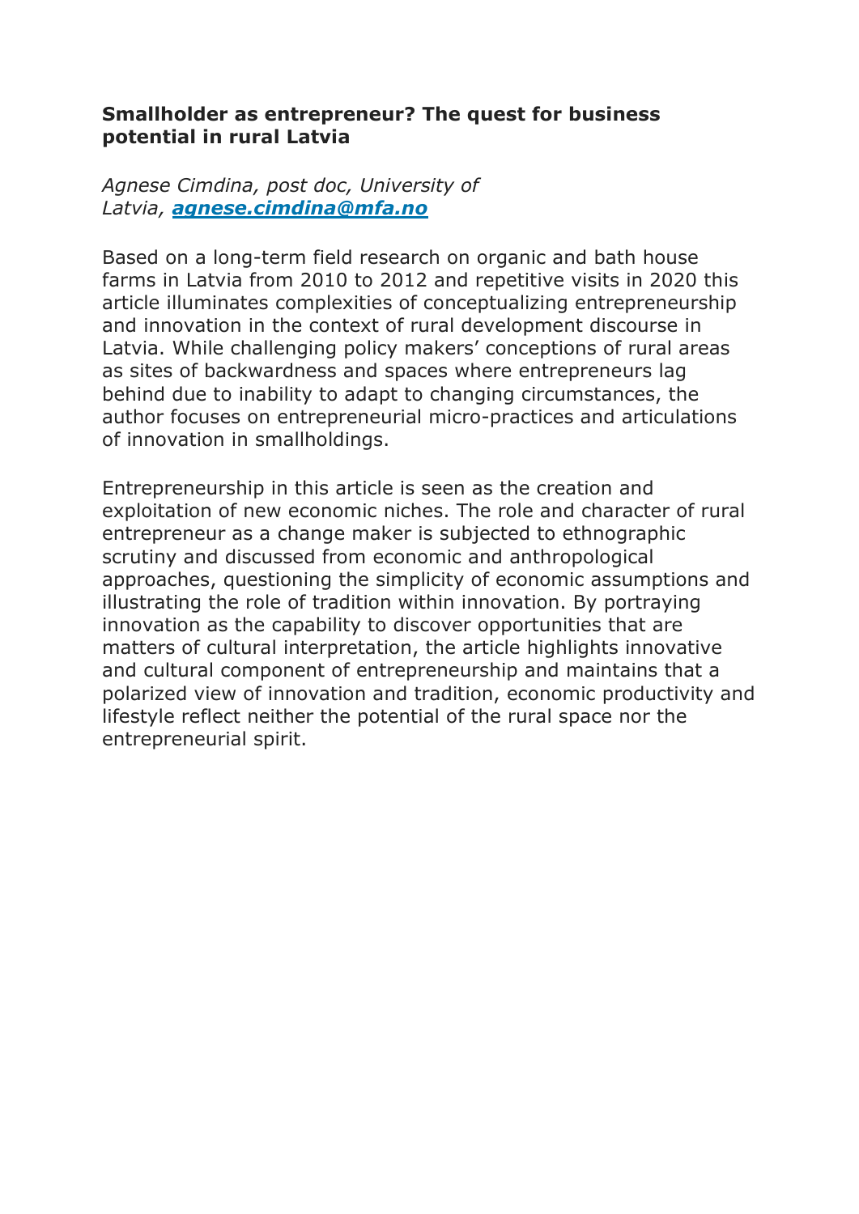**Smallholder as entrepreneur? The quest for business potential in rural Latvia**

*Agnese Cimdina, post doc, University of Latvia, [agnese.cimdina@mfa.no](mailto:agnese.cimdina@mfa.no)*

Based on a long-term field research on organic and bath house farms in Latvia from 2010 to 2012 and repetitive visits in 2020 this article illuminates complexities of conceptualizing entrepreneurship and innovation in the context of rural development discourse in Latvia. While challenging policy makers' conceptions of rural areas as sites of backwardness and spaces where entrepreneurs lag behind due to inability to adapt to changing circumstances, the author focuses on entrepreneurial micro-practices and articulations of innovation in smallholdings.

Entrepreneurship in this article is seen as the creation and exploitation of new economic niches. The role and character of rural entrepreneur as a change maker is subjected to ethnographic scrutiny and discussed from economic and anthropological approaches, questioning the simplicity of economic assumptions and illustrating the role of tradition within innovation. By portraying innovation as the capability to discover opportunities that are matters of cultural interpretation, the article highlights innovative and cultural component of entrepreneurship and maintains that a polarized view of innovation and tradition, economic productivity and lifestyle reflect neither the potential of the rural space nor the entrepreneurial spirit.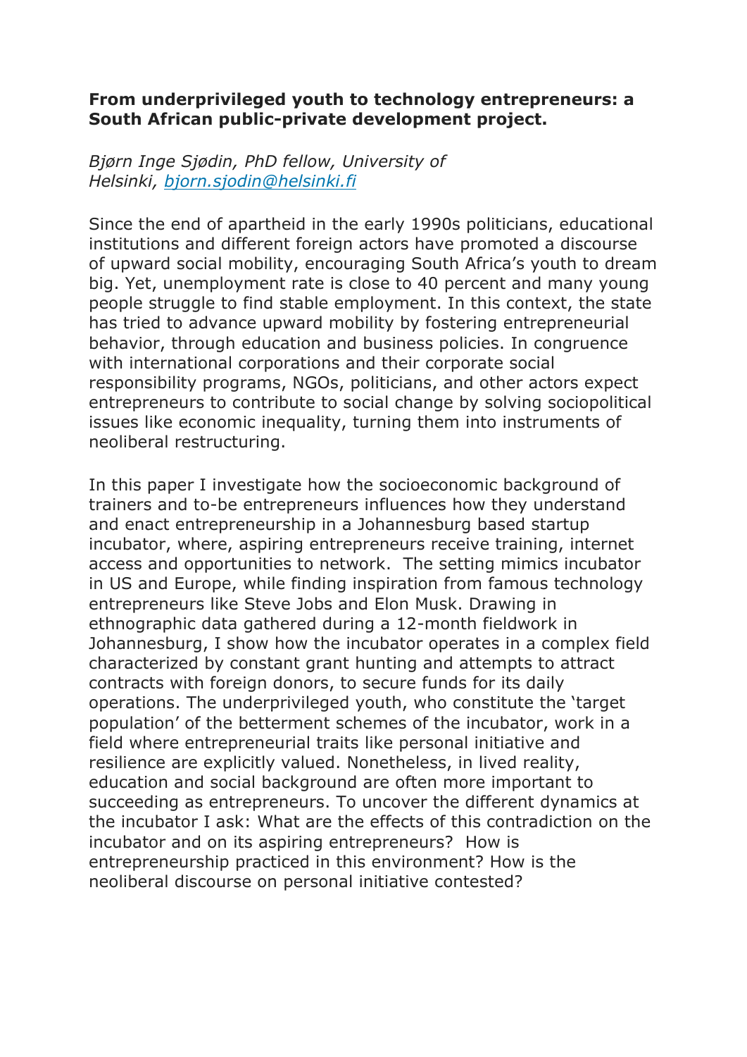**From underprivileged youth to technology entrepreneurs: a South African public-private development project.**

*Bjørn Inge Sjødin, PhD fellow, University of Helsinki, bjorn.sjodin@helsinki.fi*

Since the end of apartheid in the early 1990s politicians, educational institutions and different foreign actors have promoted a discourse of upward social mobility, encouraging South Africa's youth to dream big. Yet, unemployment rate is close to 40 percent and many young people struggle to find stable employment. In this context, the state has tried to advance upward mobility by fostering entrepreneurial behavior, through education and business policies. In congruence with international corporations and their corporate social responsibility programs, NGOs, politicians, and other actors expect entrepreneurs to contribute to social change by solving sociopolitical issues like economic inequality, turning them into instruments of neoliberal restructuring.

In this paper I investigate how the socioeconomic background of trainers and to-be entrepreneurs influences how they understand and enact entrepreneurship in a Johannesburg based startup incubator, where, aspiring entrepreneurs receive training, internet access and opportunities to network. The setting mimics incubator in US and Europe, while finding inspiration from famous technology entrepreneurs like Steve Jobs and Elon Musk. Drawing in ethnographic data gathered during a 12-month fieldwork in Johannesburg, I show how the incubator operates in a complex field characterized by constant grant hunting and attempts to attract contracts with foreign donors, to secure funds for its daily operations. The underprivileged youth, who constitute the 'target population' of the betterment schemes of the incubator, work in a field where entrepreneurial traits like personal initiative and resilience are explicitly valued. Nonetheless, in lived reality, education and social background are often more important to succeeding as entrepreneurs. To uncover the different dynamics at the incubator I ask: What are the effects of this contradiction on the incubator and on its aspiring entrepreneurs? How is entrepreneurship practiced in this environment? How is the neoliberal discourse on personal initiative contested?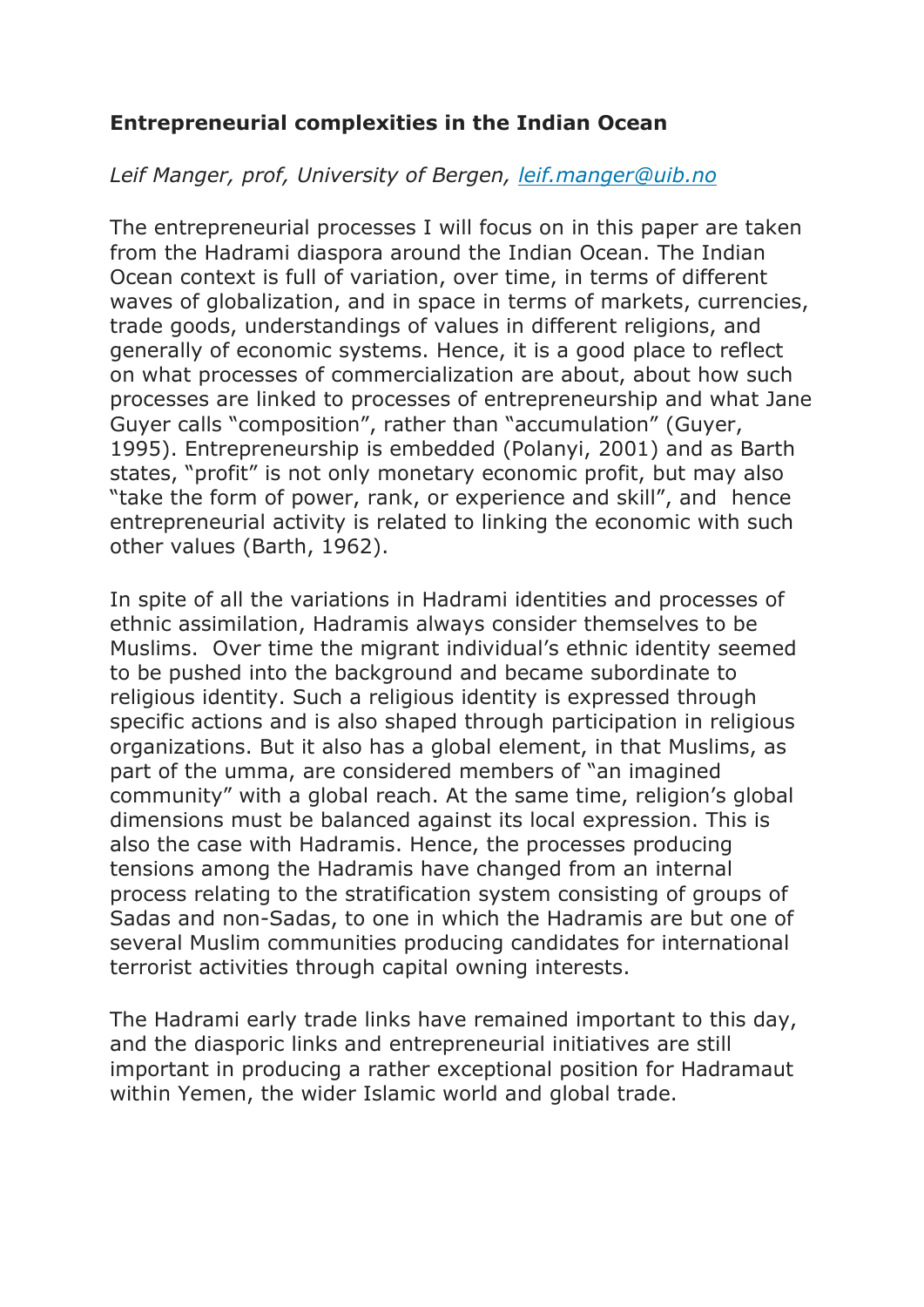**Entrepreneurial complexities in the Indian Ocean**

*Leif Manger, prof, University of Bergen, [leif.manger@uib.no](mailto:leif.manger@uib.no)*

The entrepreneurial processes I will focus on in this paper are taken from the Hadrami diaspora around the Indian Ocean. The Indian Ocean context is full of variation, over time, in terms of different waves of globalization, and in space in terms of markets, currencies, trade goods, understandings of values in different religions, and generally of economic systems. Hence, it is a good place to reflect on what processes of commercialization are about, about how such processes are linked to processes of entrepreneurship and what Jane Guyer calls "composition", rather than "accumulation" (Guyer, 1995). Entrepreneurship is embedded (Polanyi, 2001) and as Barth states, "profit" is not only monetary economic profit, but may also "take the form of power, rank, or experience and skill", and hence entrepreneurial activity is related to linking the economic with such other values (Barth, 1962).

In spite of all the variations in Hadrami identities and processes of ethnic assimilation, Hadramis always consider themselves to be Muslims. Over time the migrant individual's ethnic identity seemed to be pushed into the background and became subordinate to religious identity. Such a religious identity is expressed through specific actions and is also shaped through participation in religious organizations. But it also has a global element, in that Muslims, as part of the umma, are considered members of "an imagined community" with a global reach. At the same time, religion's global dimensions must be balanced against its local expression. This is also the case with Hadramis. Hence, the processes producing tensions among the Hadramis have changed from an internal process relating to the stratification system consisting of groups of Sadas and non-Sadas, to one in which the Hadramis are but one of several Muslim communities producing candidates for international terrorist activities through capital owning interests.

The Hadrami early trade links have remained important to this day, and the diasporic links and entrepreneurial initiatives are still important in producing a rather exceptional position for Hadramaut within Yemen, the wider Islamic world and global trade.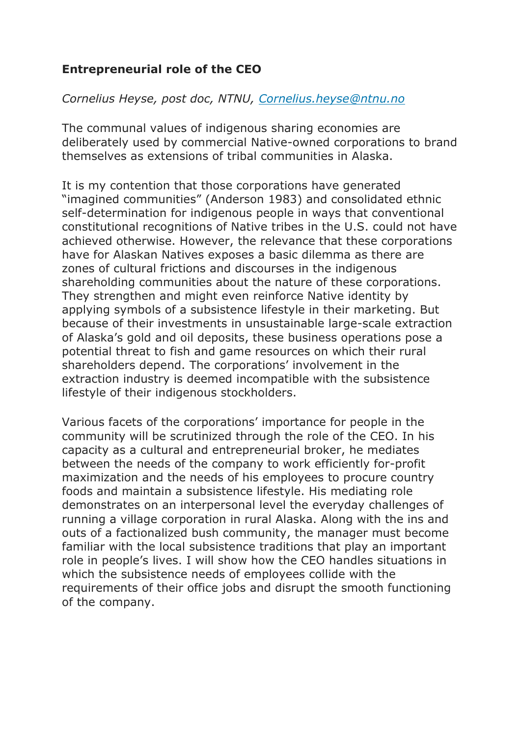**Entrepreneurial role of the CEO**

*Cornelius Heyse, post doc, NTNU, [Cornelius.heyse@ntnu.no](mailto:Cornelius.heyse@ntnu.no)*

The communal values of indigenous sharing economies are deliberately used by commercial Native-owned corporations to brand themselves as extensions of tribal communities in Alaska.

It is my contention that those corporations have generated "imagined communities" (Anderson 1983) and consolidated ethnic self-determination for indigenous people in ways that conventional constitutional recognitions of Native tribes in the U.S. could not have achieved otherwise. However, the relevance that these corporations have for Alaskan Natives exposes a basic dilemma as there are zones of cultural frictions and discourses in the indigenous shareholding communities about the nature of these corporations. They strengthen and might even reinforce Native identity by applying symbols of a subsistence lifestyle in their marketing. But because of their investments in unsustainable large-scale extraction of Alaska's gold and oil deposits, these business operations pose a potential threat to fish and game resources on which their rural shareholders depend. The corporations' involvement in the extraction industry is deemed incompatible with the subsistence lifestyle of their indigenous stockholders.

Various facets of the corporations' importance for people in the community will be scrutinized through the role of the CEO. In his capacity as a cultural and entrepreneurial broker, he mediates between the needs of the company to work efficiently for-profit maximization and the needs of his employees to procure country foods and maintain a subsistence lifestyle. His mediating role demonstrates on an interpersonal level the everyday challenges of running a village corporation in rural Alaska. Along with the ins and outs of a factionalized bush community, the manager must become familiar with the local subsistence traditions that play an important role in people's lives. I will show how the CEO handles situations in which the subsistence needs of employees collide with the requirements of their office jobs and disrupt the smooth functioning of the company.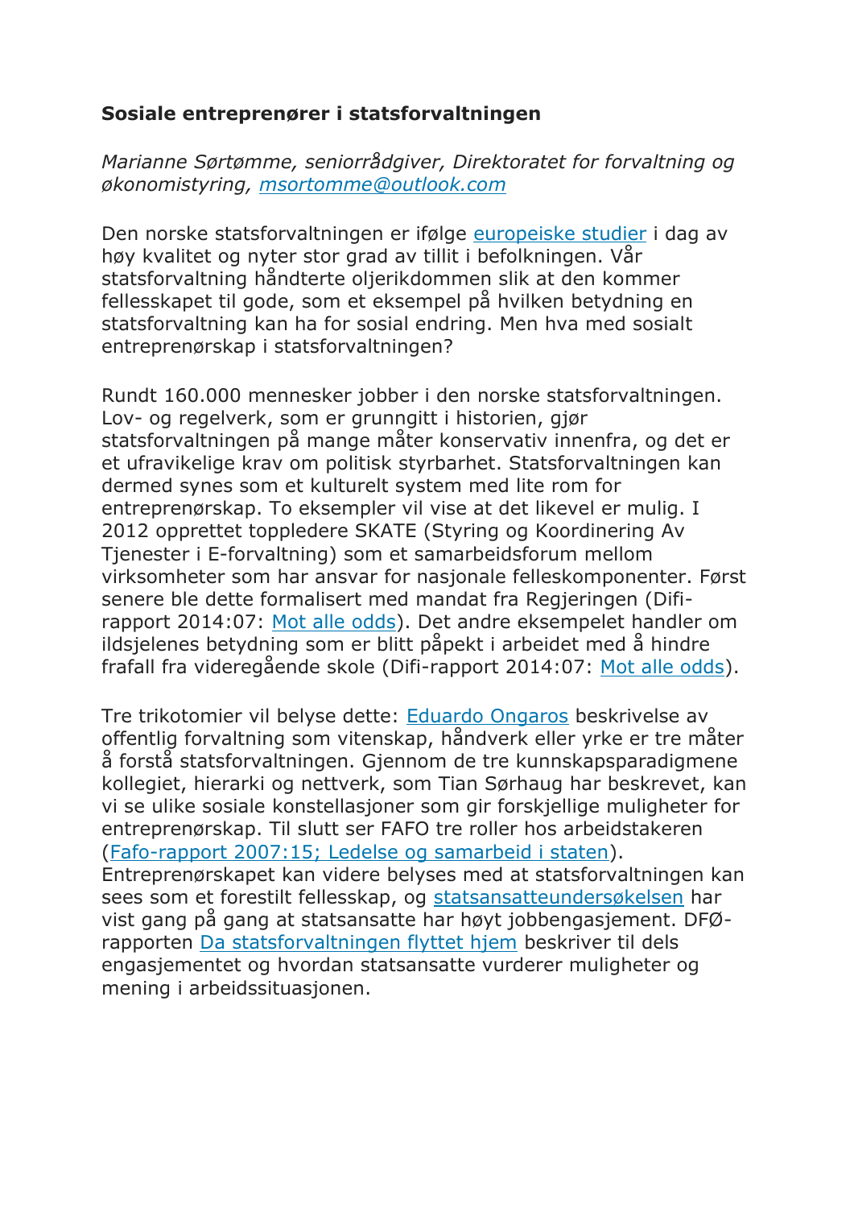**Sosiale entreprenører i statsforvaltningen**

*Marianne Sørtømme, seniorrådgiver, Direktoratet for forvaltning og økonomistyring, msortomme@outlook.com*

Den norske statsforvaltningen er ifølge europeiske studier i dag av høy kvalitet og nyter stor grad av tillit i befolkningen. Vår statsforvaltning håndterte oljerikdommen slik at den kommer fellesskapet til gode, som et eksempel på hvilken betydning en statsforvaltning kan ha for sosial endring. Men hva med sosialt entreprenørskap i statsforvaltningen?

Rundt 160.000 mennesker jobber i den norske statsforvaltningen. Lov- og regelverk, som er grunngitt i historien, gjør statsforvaltningen på mange måter konservativ innenfra, og det er et ufravikelige krav om politisk styrbarhet. Statsforvaltningen kan dermed synes som et kulturelt system med lite rom for entreprenørskap. To eksempler vil vise at det likevel er mulig. I 2012 opprettet toppledere SKATE (Styring og Koordinering Av Tjenester i E-forvaltning) som et samarbeidsforum mellom virksomheter som har ansvar for nasjonale felleskomponenter. Først senere ble dette formalisert med mandat fra Regjeringen (Difi-rapport 2014:07: Mot alle odds). Det andre eksempelet handler om ildsjelenes betydning som er blitt påpekt i arbeidet med å hindre frafall fra videregående skole (Difi-rapport 2014:07: Mot alle odds).

Tre trikotomier vil belyse dette: Eduardo Ongaros beskrivelse av offentlig forvaltning som vitenskap, håndverk eller yrke er tre måter å forstå statsforvaltningen. Gjennom de tre kunnskapsparadigmene kollegiet, hierarki og nettverk, som Tian Sørhaug har beskrevet, kan vi se ulike sosiale konstellasjoner som gir forskjellige muligheter for entreprenørskap. Til slutt ser FAFO tre roller hos arbeidstakeren (Fafo-rapport 2007:15; Ledelse og samarbeid i staten). Entreprenørskapet kan videre belyses med at statsforvaltningen kan sees som et forestilt fellesskap, og statsansatteundersøkelsen har vist gang på gang at statsansatte har høyt jobbengasjement. DFØ-rapporten Da statsforvaltningen flyttet hjem beskriver til dels engasjementet og hvordan statsansatte vurderer muligheter og mening i arbeidssituasjonen.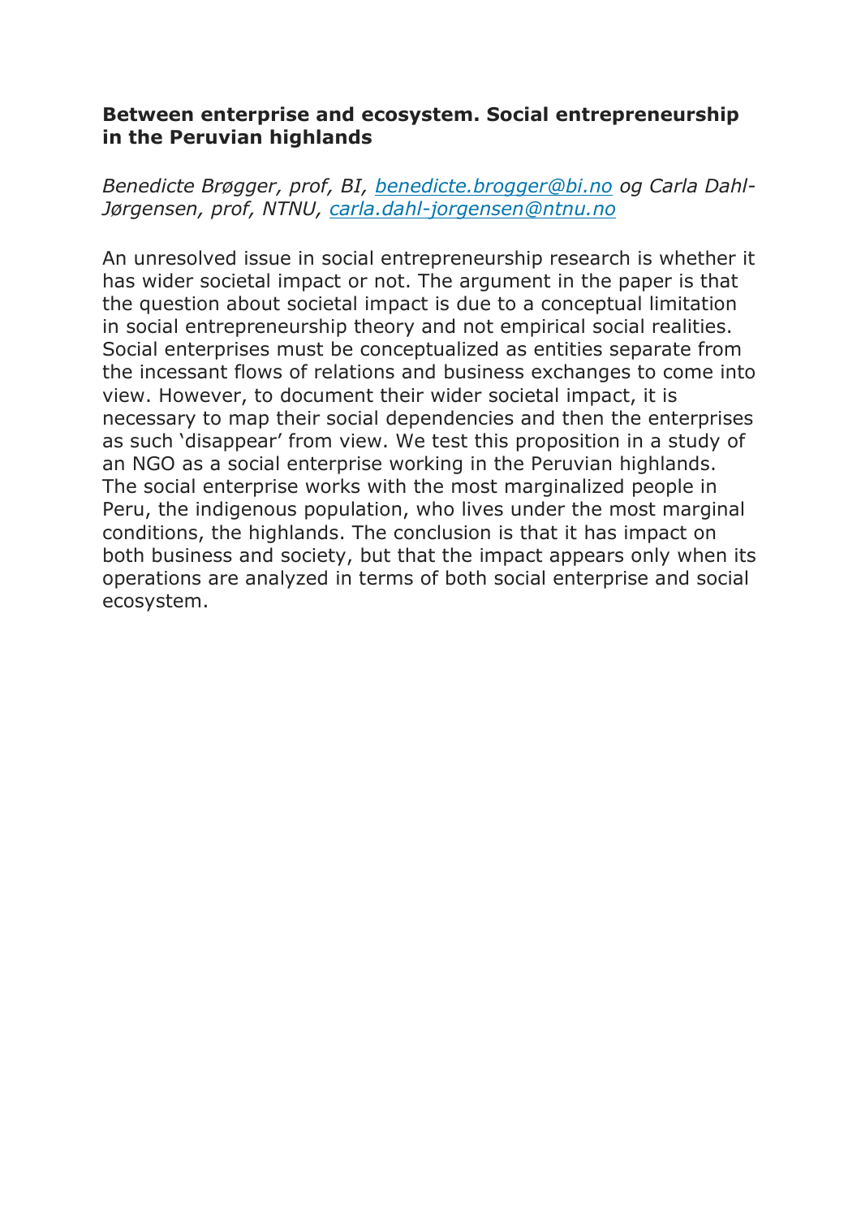**Between enterprise and ecosystem. Social entrepreneurship in the Peruvian highlands**

*Benedicte Brøgger, prof, BI, [benedicte.brogger@bi.no](mailto:benedicte.brogger@bi.no) og Carla Dahl-Jørgensen, prof, NTNU, [carla.dahl-jorgensen@ntnu.no](mailto:carla.dahl-jorgensen@ntnu.no)*

An unresolved issue in social entrepreneurship research is whether it has wider societal impact or not. The argument in the paper is that the question about societal impact is due to a conceptual limitation in social entrepreneurship theory and not empirical social realities. Social enterprises must be conceptualized as entities separate from the incessant flows of relations and business exchanges to come into view. However, to document their wider societal impact, it is necessary to map their social dependencies and then the enterprises as such 'disappear' from view. We test this proposition in a study of an NGO as a social enterprise working in the Peruvian highlands. The social enterprise works with the most marginalized people in Peru, the indigenous population, who lives under the most marginal conditions, the highlands. The conclusion is that it has impact on both business and society, but that the impact appears only when its operations are analyzed in terms of both social enterprise and social ecosystem.